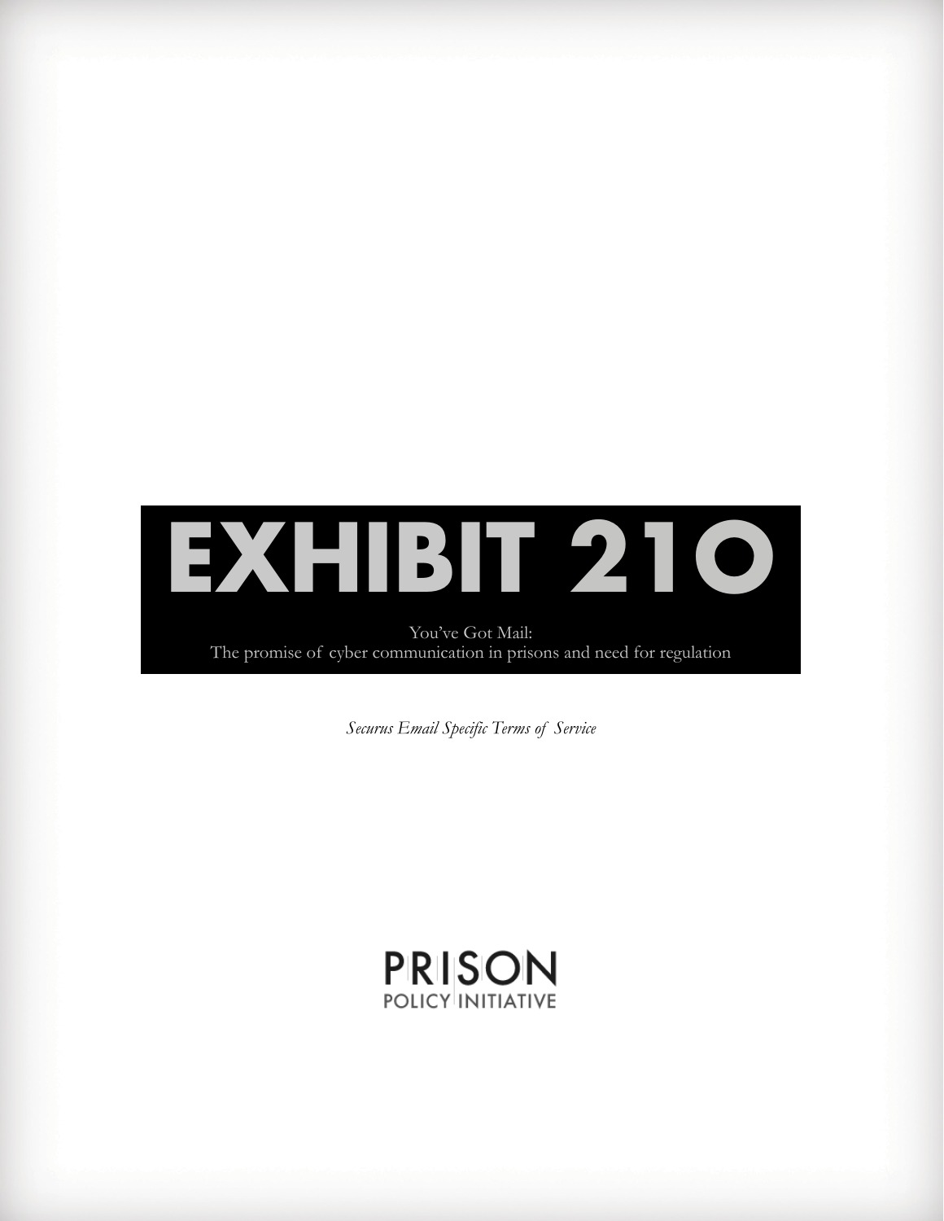# EXHIBIT 21O

You've Got Mail:
The promise of cyber communication in prisons and need for regulation

*Securus Email Specific Terms of Service*

PRISON
POLICY INITIATIVE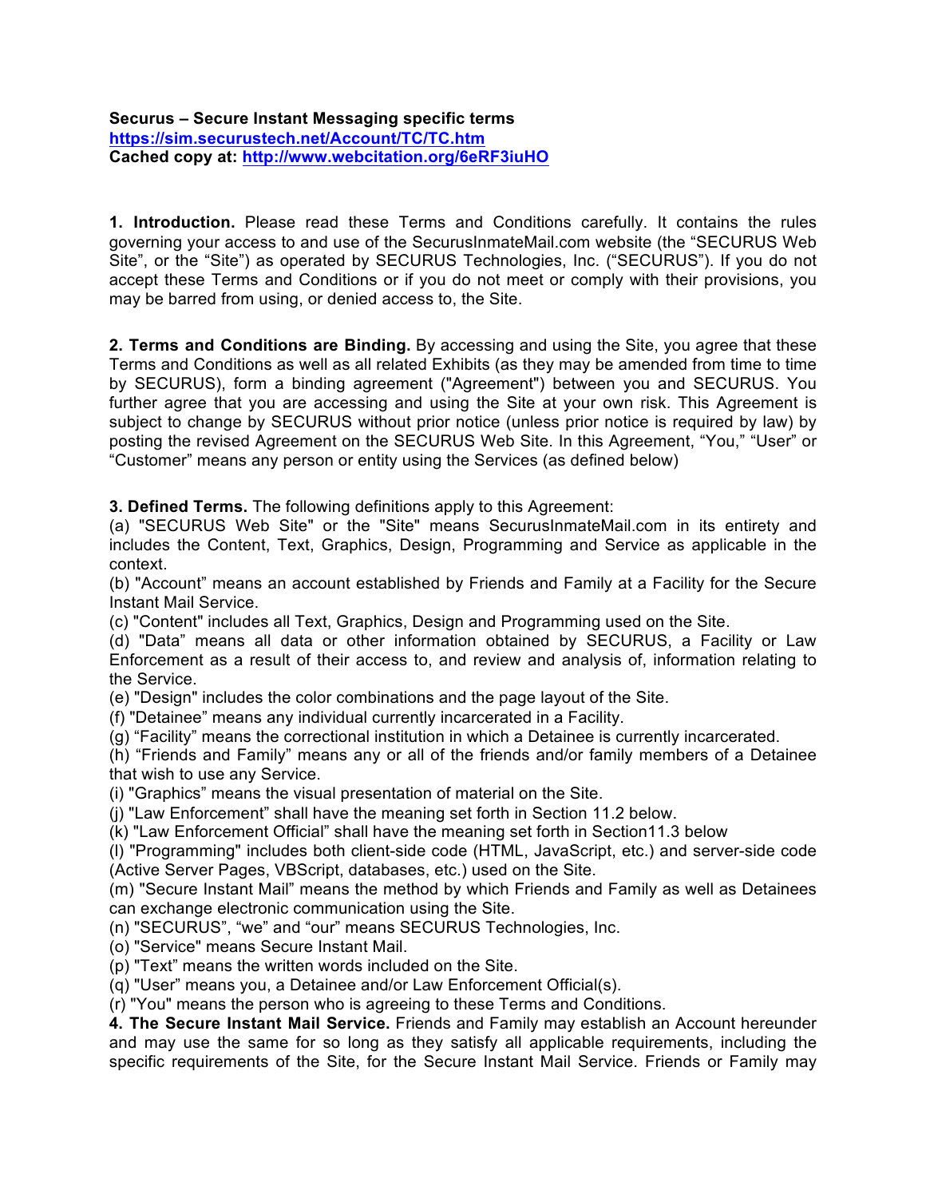**Securus – Secure Instant Messaging specific terms**
**https://sim.securustech.net/Account/TC/TC.htm**
**Cached copy at: http://www.webcitation.org/6eRF3iuHO**

**1. Introduction.** Please read these Terms and Conditions carefully. It contains the rules governing your access to and use of the SecurusInmateMail.com website (the "SECURUS Web Site", or the "Site") as operated by SECURUS Technologies, Inc. ("SECURUS"). If you do not accept these Terms and Conditions or if you do not meet or comply with their provisions, you may be barred from using, or denied access to, the Site.

**2. Terms and Conditions are Binding.** By accessing and using the Site, you agree that these Terms and Conditions as well as all related Exhibits (as they may be amended from time to time by SECURUS), form a binding agreement ("Agreement") between you and SECURUS. You further agree that you are accessing and using the Site at your own risk. This Agreement is subject to change by SECURUS without prior notice (unless prior notice is required by law) by posting the revised Agreement on the SECURUS Web Site. In this Agreement, "You," "User" or "Customer" means any person or entity using the Services (as defined below)

**3. Defined Terms.** The following definitions apply to this Agreement:
(a) "SECURUS Web Site" or the "Site" means SecurusInmateMail.com in its entirety and includes the Content, Text, Graphics, Design, Programming and Service as applicable in the context.
(b) "Account" means an account established by Friends and Family at a Facility for the Secure Instant Mail Service.
(c) "Content" includes all Text, Graphics, Design and Programming used on the Site.
(d) "Data" means all data or other information obtained by SECURUS, a Facility or Law Enforcement as a result of their access to, and review and analysis of, information relating to the Service.
(e) "Design" includes the color combinations and the page layout of the Site.
(f) "Detainee" means any individual currently incarcerated in a Facility.
(g) "Facility" means the correctional institution in which a Detainee is currently incarcerated.
(h) "Friends and Family" means any or all of the friends and/or family members of a Detainee that wish to use any Service.
(i) "Graphics" means the visual presentation of material on the Site.
(j) "Law Enforcement" shall have the meaning set forth in Section 11.2 below.
(k) "Law Enforcement Official" shall have the meaning set forth in Section11.3 below
(l) "Programming" includes both client-side code (HTML, JavaScript, etc.) and server-side code (Active Server Pages, VBScript, databases, etc.) used on the Site.
(m) "Secure Instant Mail" means the method by which Friends and Family as well as Detainees can exchange electronic communication using the Site.
(n) "SECURUS", "we" and "our" means SECURUS Technologies, Inc.
(o) "Service" means Secure Instant Mail.
(p) "Text" means the written words included on the Site.
(q) "User" means you, a Detainee and/or Law Enforcement Official(s).
(r) "You" means the person who is agreeing to these Terms and Conditions.

**4. The Secure Instant Mail Service.** Friends and Family may establish an Account hereunder and may use the same for so long as they satisfy all applicable requirements, including the specific requirements of the Site, for the Secure Instant Mail Service. Friends or Family may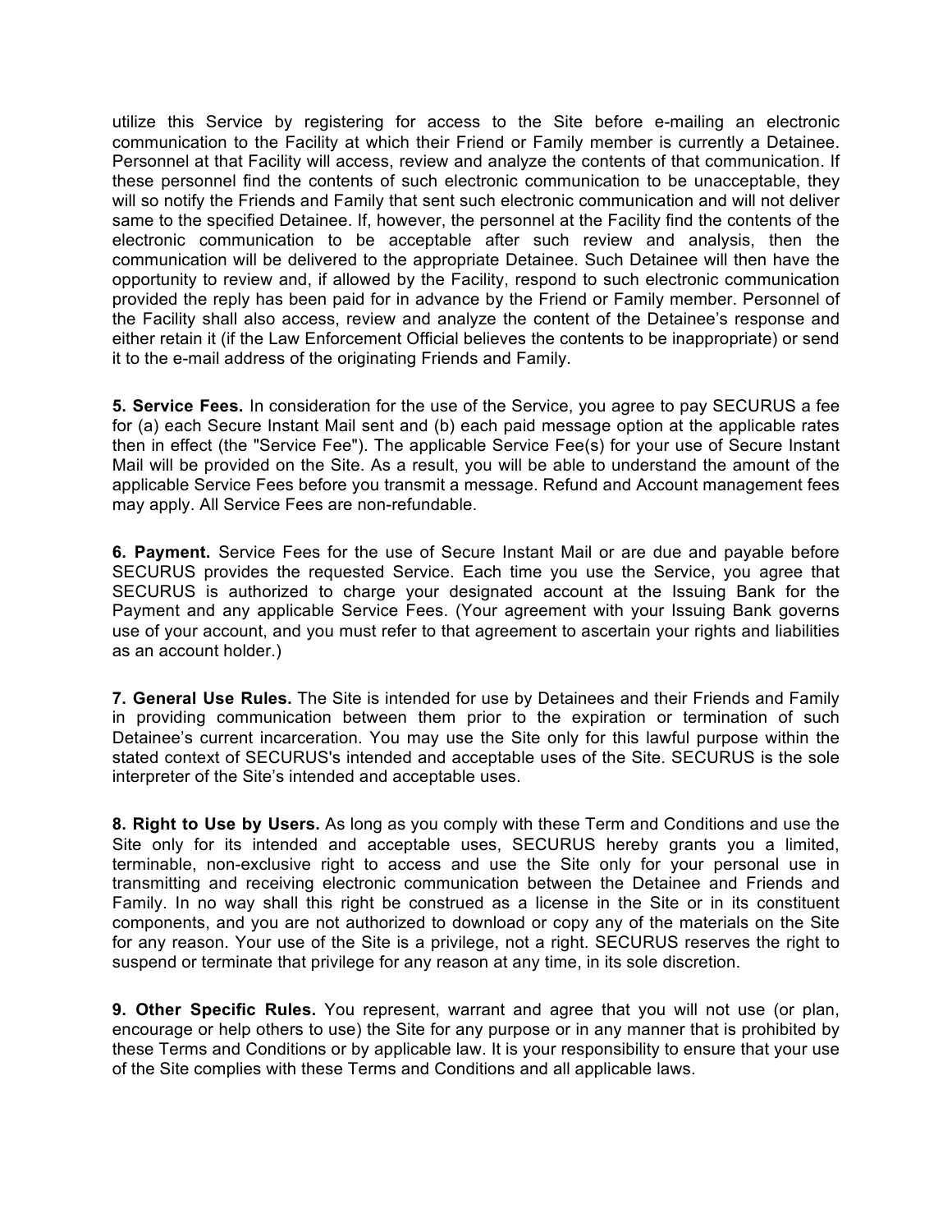utilize this Service by registering for access to the Site before e-mailing an electronic communication to the Facility at which their Friend or Family member is currently a Detainee. Personnel at that Facility will access, review and analyze the contents of that communication. If these personnel find the contents of such electronic communication to be unacceptable, they will so notify the Friends and Family that sent such electronic communication and will not deliver same to the specified Detainee. If, however, the personnel at the Facility find the contents of the electronic communication to be acceptable after such review and analysis, then the communication will be delivered to the appropriate Detainee. Such Detainee will then have the opportunity to review and, if allowed by the Facility, respond to such electronic communication provided the reply has been paid for in advance by the Friend or Family member. Personnel of the Facility shall also access, review and analyze the content of the Detainee's response and either retain it (if the Law Enforcement Official believes the contents to be inappropriate) or send it to the e-mail address of the originating Friends and Family.

**5. Service Fees.** In consideration for the use of the Service, you agree to pay SECURUS a fee for (a) each Secure Instant Mail sent and (b) each paid message option at the applicable rates then in effect (the "Service Fee"). The applicable Service Fee(s) for your use of Secure Instant Mail will be provided on the Site. As a result, you will be able to understand the amount of the applicable Service Fees before you transmit a message. Refund and Account management fees may apply. All Service Fees are non-refundable.

**6. Payment.** Service Fees for the use of Secure Instant Mail or are due and payable before SECURUS provides the requested Service. Each time you use the Service, you agree that SECURUS is authorized to charge your designated account at the Issuing Bank for the Payment and any applicable Service Fees. (Your agreement with your Issuing Bank governs use of your account, and you must refer to that agreement to ascertain your rights and liabilities as an account holder.)

**7. General Use Rules.** The Site is intended for use by Detainees and their Friends and Family in providing communication between them prior to the expiration or termination of such Detainee's current incarceration. You may use the Site only for this lawful purpose within the stated context of SECURUS's intended and acceptable uses of the Site. SECURUS is the sole interpreter of the Site's intended and acceptable uses.

**8. Right to Use by Users.** As long as you comply with these Term and Conditions and use the Site only for its intended and acceptable uses, SECURUS hereby grants you a limited, terminable, non-exclusive right to access and use the Site only for your personal use in transmitting and receiving electronic communication between the Detainee and Friends and Family. In no way shall this right be construed as a license in the Site or in its constituent components, and you are not authorized to download or copy any of the materials on the Site for any reason. Your use of the Site is a privilege, not a right. SECURUS reserves the right to suspend or terminate that privilege for any reason at any time, in its sole discretion.

**9. Other Specific Rules.** You represent, warrant and agree that you will not use (or plan, encourage or help others to use) the Site for any purpose or in any manner that is prohibited by these Terms and Conditions or by applicable law. It is your responsibility to ensure that your use of the Site complies with these Terms and Conditions and all applicable laws.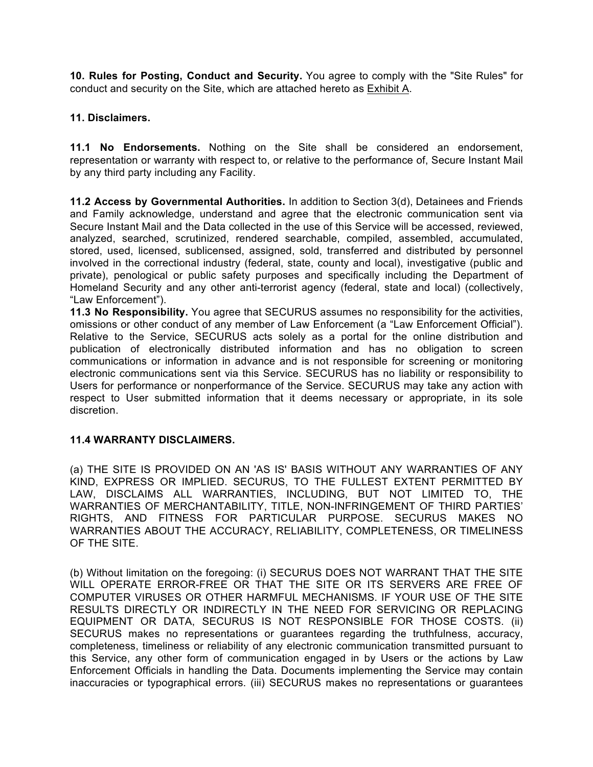**10. Rules for Posting, Conduct and Security.** You agree to comply with the "Site Rules" for conduct and security on the Site, which are attached hereto as Exhibit A.

**11. Disclaimers.**

**11.1 No Endorsements.** Nothing on the Site shall be considered an endorsement, representation or warranty with respect to, or relative to the performance of, Secure Instant Mail by any third party including any Facility.

**11.2 Access by Governmental Authorities.** In addition to Section 3(d), Detainees and Friends and Family acknowledge, understand and agree that the electronic communication sent via Secure Instant Mail and the Data collected in the use of this Service will be accessed, reviewed, analyzed, searched, scrutinized, rendered searchable, compiled, assembled, accumulated, stored, used, licensed, sublicensed, assigned, sold, transferred and distributed by personnel involved in the correctional industry (federal, state, county and local), investigative (public and private), penological or public safety purposes and specifically including the Department of Homeland Security and any other anti-terrorist agency (federal, state and local) (collectively, "Law Enforcement").

**11.3 No Responsibility.** You agree that SECURUS assumes no responsibility for the activities, omissions or other conduct of any member of Law Enforcement (a "Law Enforcement Official"). Relative to the Service, SECURUS acts solely as a portal for the online distribution and publication of electronically distributed information and has no obligation to screen communications or information in advance and is not responsible for screening or monitoring electronic communications sent via this Service. SECURUS has no liability or responsibility to Users for performance or nonperformance of the Service. SECURUS may take any action with respect to User submitted information that it deems necessary or appropriate, in its sole discretion.

**11.4 WARRANTY DISCLAIMERS.**

(a) THE SITE IS PROVIDED ON AN 'AS IS' BASIS WITHOUT ANY WARRANTIES OF ANY KIND, EXPRESS OR IMPLIED. SECURUS, TO THE FULLEST EXTENT PERMITTED BY LAW, DISCLAIMS ALL WARRANTIES, INCLUDING, BUT NOT LIMITED TO, THE WARRANTIES OF MERCHANTABILITY, TITLE, NON-INFRINGEMENT OF THIRD PARTIES' RIGHTS, AND FITNESS FOR PARTICULAR PURPOSE. SECURUS MAKES NO WARRANTIES ABOUT THE ACCURACY, RELIABILITY, COMPLETENESS, OR TIMELINESS OF THE SITE.

(b) Without limitation on the foregoing: (i) SECURUS DOES NOT WARRANT THAT THE SITE WILL OPERATE ERROR-FREE OR THAT THE SITE OR ITS SERVERS ARE FREE OF COMPUTER VIRUSES OR OTHER HARMFUL MECHANISMS. IF YOUR USE OF THE SITE RESULTS DIRECTLY OR INDIRECTLY IN THE NEED FOR SERVICING OR REPLACING EQUIPMENT OR DATA, SECURUS IS NOT RESPONSIBLE FOR THOSE COSTS. (ii) SECURUS makes no representations or guarantees regarding the truthfulness, accuracy, completeness, timeliness or reliability of any electronic communication transmitted pursuant to this Service, any other form of communication engaged in by Users or the actions by Law Enforcement Officials in handling the Data. Documents implementing the Service may contain inaccuracies or typographical errors. (iii) SECURUS makes no representations or guarantees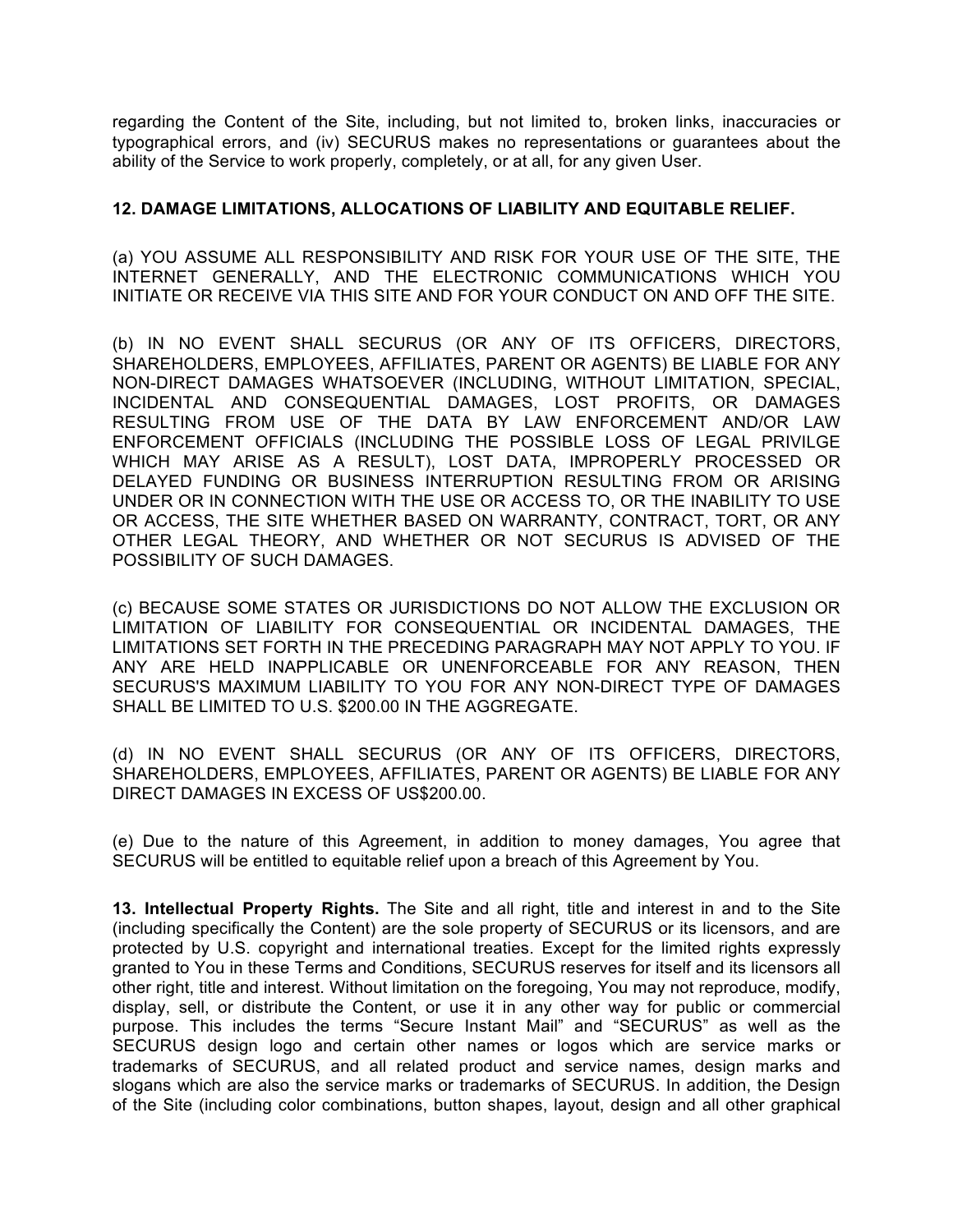regarding the Content of the Site, including, but not limited to, broken links, inaccuracies or typographical errors, and (iv) SECURUS makes no representations or guarantees about the ability of the Service to work properly, completely, or at all, for any given User.

**12. DAMAGE LIMITATIONS, ALLOCATIONS OF LIABILITY AND EQUITABLE RELIEF.**

(a) YOU ASSUME ALL RESPONSIBILITY AND RISK FOR YOUR USE OF THE SITE, THE INTERNET GENERALLY, AND THE ELECTRONIC COMMUNICATIONS WHICH YOU INITIATE OR RECEIVE VIA THIS SITE AND FOR YOUR CONDUCT ON AND OFF THE SITE.

(b) IN NO EVENT SHALL SECURUS (OR ANY OF ITS OFFICERS, DIRECTORS, SHAREHOLDERS, EMPLOYEES, AFFILIATES, PARENT OR AGENTS) BE LIABLE FOR ANY NON-DIRECT DAMAGES WHATSOEVER (INCLUDING, WITHOUT LIMITATION, SPECIAL, INCIDENTAL AND CONSEQUENTIAL DAMAGES, LOST PROFITS, OR DAMAGES RESULTING FROM USE OF THE DATA BY LAW ENFORCEMENT AND/OR LAW ENFORCEMENT OFFICIALS (INCLUDING THE POSSIBLE LOSS OF LEGAL PRIVILGE WHICH MAY ARISE AS A RESULT), LOST DATA, IMPROPERLY PROCESSED OR DELAYED FUNDING OR BUSINESS INTERRUPTION RESULTING FROM OR ARISING UNDER OR IN CONNECTION WITH THE USE OR ACCESS TO, OR THE INABILITY TO USE OR ACCESS, THE SITE WHETHER BASED ON WARRANTY, CONTRACT, TORT, OR ANY OTHER LEGAL THEORY, AND WHETHER OR NOT SECURUS IS ADVISED OF THE POSSIBILITY OF SUCH DAMAGES.

(c) BECAUSE SOME STATES OR JURISDICTIONS DO NOT ALLOW THE EXCLUSION OR LIMITATION OF LIABILITY FOR CONSEQUENTIAL OR INCIDENTAL DAMAGES, THE LIMITATIONS SET FORTH IN THE PRECEDING PARAGRAPH MAY NOT APPLY TO YOU. IF ANY ARE HELD INAPPLICABLE OR UNENFORCEABLE FOR ANY REASON, THEN SECURUS'S MAXIMUM LIABILITY TO YOU FOR ANY NON-DIRECT TYPE OF DAMAGES SHALL BE LIMITED TO U.S. $200.00 IN THE AGGREGATE.

(d) IN NO EVENT SHALL SECURUS (OR ANY OF ITS OFFICERS, DIRECTORS, SHAREHOLDERS, EMPLOYEES, AFFILIATES, PARENT OR AGENTS) BE LIABLE FOR ANY DIRECT DAMAGES IN EXCESS OF US$200.00.

(e) Due to the nature of this Agreement, in addition to money damages, You agree that SECURUS will be entitled to equitable relief upon a breach of this Agreement by You.

**13. Intellectual Property Rights.** The Site and all right, title and interest in and to the Site (including specifically the Content) are the sole property of SECURUS or its licensors, and are protected by U.S. copyright and international treaties. Except for the limited rights expressly granted to You in these Terms and Conditions, SECURUS reserves for itself and its licensors all other right, title and interest. Without limitation on the foregoing, You may not reproduce, modify, display, sell, or distribute the Content, or use it in any other way for public or commercial purpose. This includes the terms "Secure Instant Mail" and "SECURUS" as well as the SECURUS design logo and certain other names or logos which are service marks or trademarks of SECURUS, and all related product and service names, design marks and slogans which are also the service marks or trademarks of SECURUS. In addition, the Design of the Site (including color combinations, button shapes, layout, design and all other graphical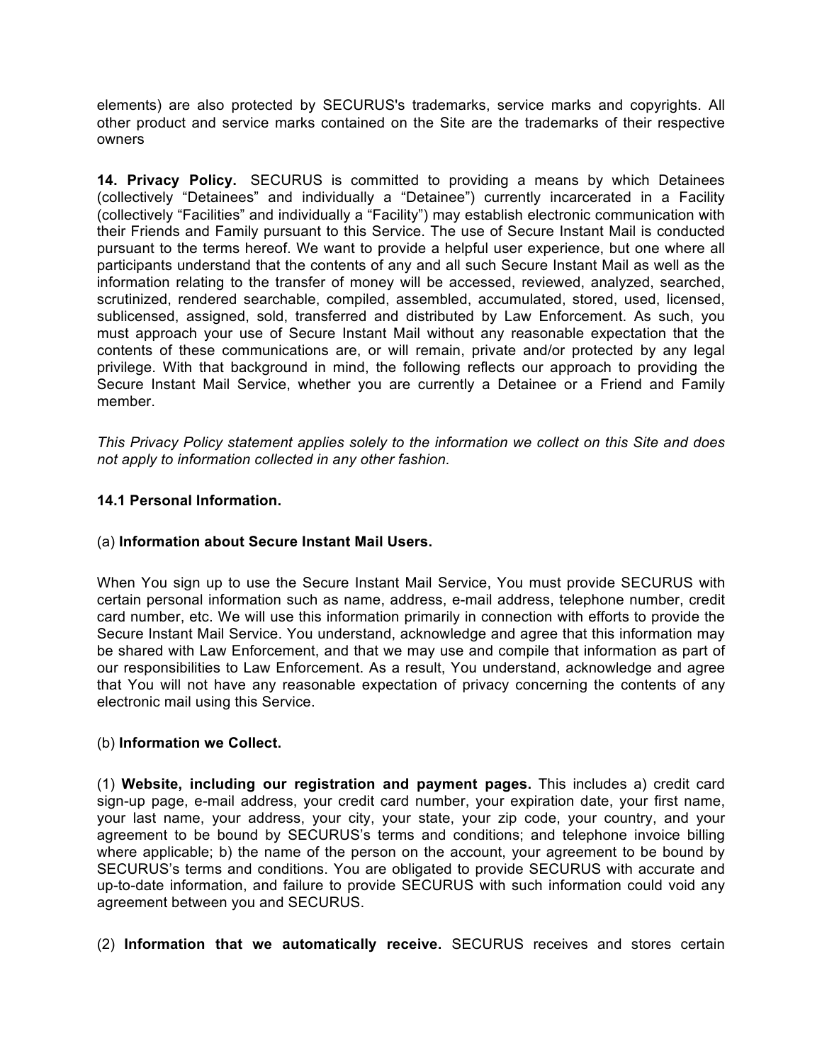elements) are also protected by SECURUS's trademarks, service marks and copyrights. All other product and service marks contained on the Site are the trademarks of their respective owners

**14. Privacy Policy.** SECURUS is committed to providing a means by which Detainees (collectively "Detainees" and individually a "Detainee") currently incarcerated in a Facility (collectively "Facilities" and individually a "Facility") may establish electronic communication with their Friends and Family pursuant to this Service. The use of Secure Instant Mail is conducted pursuant to the terms hereof. We want to provide a helpful user experience, but one where all participants understand that the contents of any and all such Secure Instant Mail as well as the information relating to the transfer of money will be accessed, reviewed, analyzed, searched, scrutinized, rendered searchable, compiled, assembled, accumulated, stored, used, licensed, sublicensed, assigned, sold, transferred and distributed by Law Enforcement. As such, you must approach your use of Secure Instant Mail without any reasonable expectation that the contents of these communications are, or will remain, private and/or protected by any legal privilege. With that background in mind, the following reflects our approach to providing the Secure Instant Mail Service, whether you are currently a Detainee or a Friend and Family member.

*This Privacy Policy statement applies solely to the information we collect on this Site and does not apply to information collected in any other fashion.*

**14.1 Personal Information.**

(a) **Information about Secure Instant Mail Users.**

When You sign up to use the Secure Instant Mail Service, You must provide SECURUS with certain personal information such as name, address, e-mail address, telephone number, credit card number, etc. We will use this information primarily in connection with efforts to provide the Secure Instant Mail Service. You understand, acknowledge and agree that this information may be shared with Law Enforcement, and that we may use and compile that information as part of our responsibilities to Law Enforcement. As a result, You understand, acknowledge and agree that You will not have any reasonable expectation of privacy concerning the contents of any electronic mail using this Service.

(b) **Information we Collect.**

(1) **Website, including our registration and payment pages.** This includes a) credit card sign-up page, e-mail address, your credit card number, your expiration date, your first name, your last name, your address, your city, your state, your zip code, your country, and your agreement to be bound by SECURUS's terms and conditions; and telephone invoice billing where applicable; b) the name of the person on the account, your agreement to be bound by SECURUS's terms and conditions. You are obligated to provide SECURUS with accurate and up-to-date information, and failure to provide SECURUS with such information could void any agreement between you and SECURUS.

(2) **Information that we automatically receive.** SECURUS receives and stores certain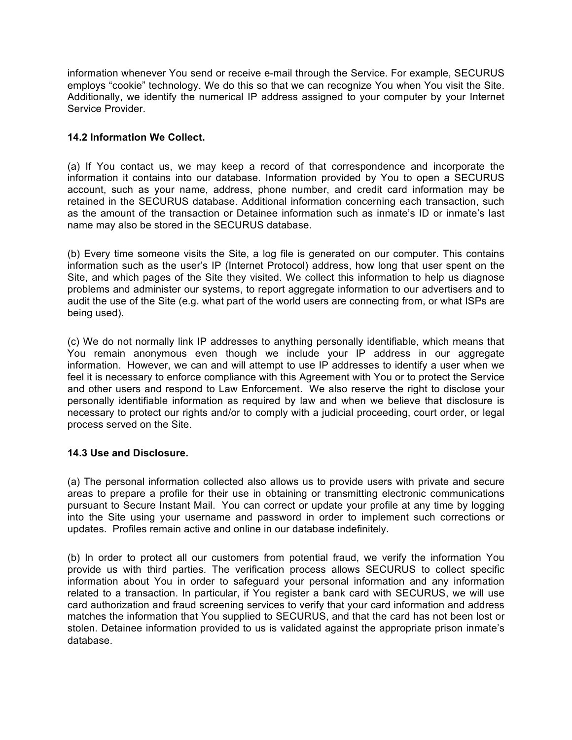information whenever You send or receive e-mail through the Service. For example, SECURUS employs “cookie” technology. We do this so that we can recognize You when You visit the Site. Additionally, we identify the numerical IP address assigned to your computer by your Internet Service Provider.

**14.2 Information We Collect.**

(a) If You contact us, we may keep a record of that correspondence and incorporate the information it contains into our database. Information provided by You to open a SECURUS account, such as your name, address, phone number, and credit card information may be retained in the SECURUS database. Additional information concerning each transaction, such as the amount of the transaction or Detainee information such as inmate’s ID or inmate’s last name may also be stored in the SECURUS database.

(b) Every time someone visits the Site, a log file is generated on our computer. This contains information such as the user’s IP (Internet Protocol) address, how long that user spent on the Site, and which pages of the Site they visited. We collect this information to help us diagnose problems and administer our systems, to report aggregate information to our advertisers and to audit the use of the Site (e.g. what part of the world users are connecting from, or what ISPs are being used).

(c) We do not normally link IP addresses to anything personally identifiable, which means that You remain anonymous even though we include your IP address in our aggregate information. However, we can and will attempt to use IP addresses to identify a user when we feel it is necessary to enforce compliance with this Agreement with You or to protect the Service and other users and respond to Law Enforcement. We also reserve the right to disclose your personally identifiable information as required by law and when we believe that disclosure is necessary to protect our rights and/or to comply with a judicial proceeding, court order, or legal process served on the Site.

**14.3 Use and Disclosure.**

(a) The personal information collected also allows us to provide users with private and secure areas to prepare a profile for their use in obtaining or transmitting electronic communications pursuant to Secure Instant Mail. You can correct or update your profile at any time by logging into the Site using your username and password in order to implement such corrections or updates. Profiles remain active and online in our database indefinitely.

(b) In order to protect all our customers from potential fraud, we verify the information You provide us with third parties. The verification process allows SECURUS to collect specific information about You in order to safeguard your personal information and any information related to a transaction. In particular, if You register a bank card with SECURUS, we will use card authorization and fraud screening services to verify that your card information and address matches the information that You supplied to SECURUS, and that the card has not been lost or stolen. Detainee information provided to us is validated against the appropriate prison inmate’s database.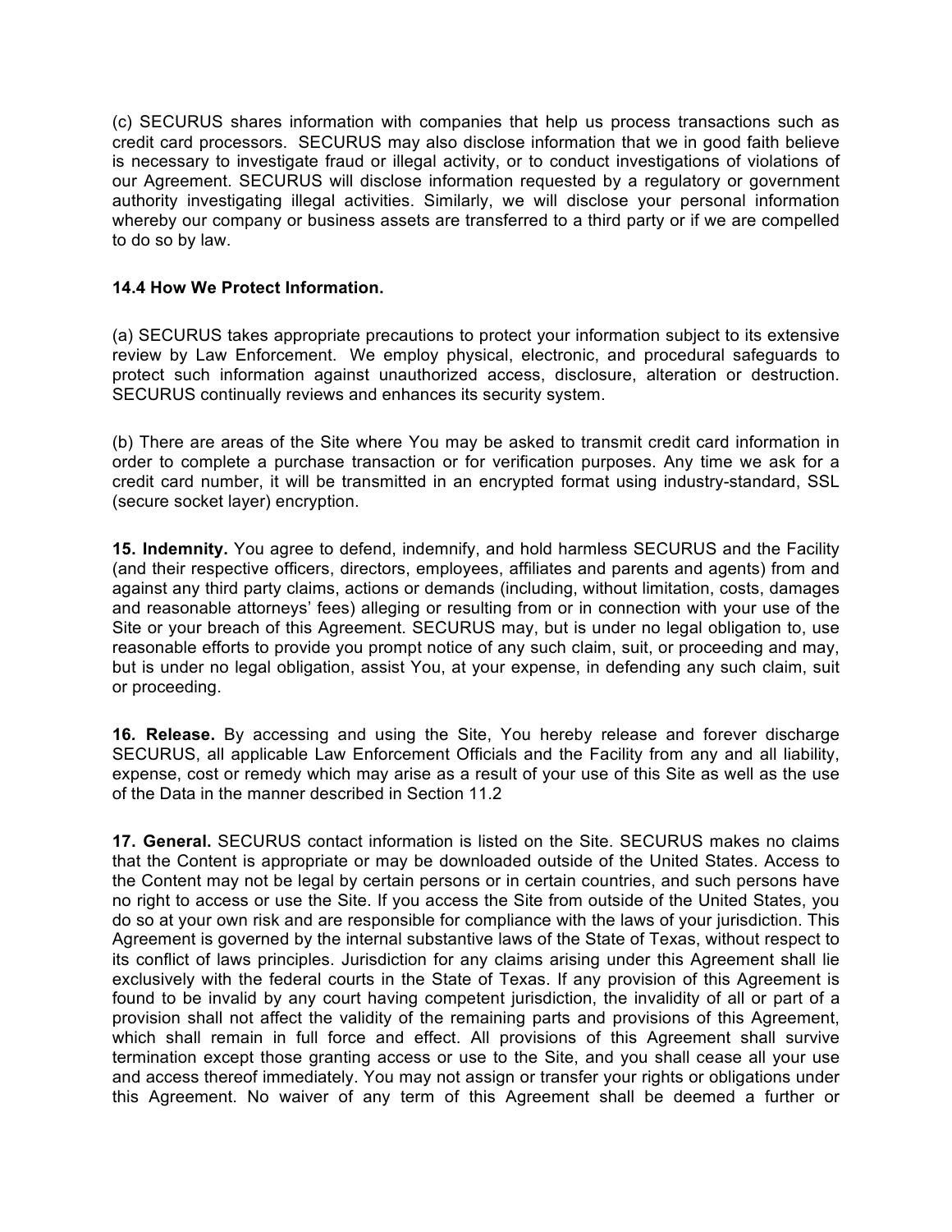(c) SECURUS shares information with companies that help us process transactions such as credit card processors. SECURUS may also disclose information that we in good faith believe is necessary to investigate fraud or illegal activity, or to conduct investigations of violations of our Agreement. SECURUS will disclose information requested by a regulatory or government authority investigating illegal activities. Similarly, we will disclose your personal information whereby our company or business assets are transferred to a third party or if we are compelled to do so by law.

**14.4 How We Protect Information.**

(a) SECURUS takes appropriate precautions to protect your information subject to its extensive review by Law Enforcement. We employ physical, electronic, and procedural safeguards to protect such information against unauthorized access, disclosure, alteration or destruction. SECURUS continually reviews and enhances its security system.

(b) There are areas of the Site where You may be asked to transmit credit card information in order to complete a purchase transaction or for verification purposes. Any time we ask for a credit card number, it will be transmitted in an encrypted format using industry-standard, SSL (secure socket layer) encryption.

**15. Indemnity.** You agree to defend, indemnify, and hold harmless SECURUS and the Facility (and their respective officers, directors, employees, affiliates and parents and agents) from and against any third party claims, actions or demands (including, without limitation, costs, damages and reasonable attorneys' fees) alleging or resulting from or in connection with your use of the Site or your breach of this Agreement. SECURUS may, but is under no legal obligation to, use reasonable efforts to provide you prompt notice of any such claim, suit, or proceeding and may, but is under no legal obligation, assist You, at your expense, in defending any such claim, suit or proceeding.

**16. Release.** By accessing and using the Site, You hereby release and forever discharge SECURUS, all applicable Law Enforcement Officials and the Facility from any and all liability, expense, cost or remedy which may arise as a result of your use of this Site as well as the use of the Data in the manner described in Section 11.2

**17. General.** SECURUS contact information is listed on the Site. SECURUS makes no claims that the Content is appropriate or may be downloaded outside of the United States. Access to the Content may not be legal by certain persons or in certain countries, and such persons have no right to access or use the Site. If you access the Site from outside of the United States, you do so at your own risk and are responsible for compliance with the laws of your jurisdiction. This Agreement is governed by the internal substantive laws of the State of Texas, without respect to its conflict of laws principles. Jurisdiction for any claims arising under this Agreement shall lie exclusively with the federal courts in the State of Texas. If any provision of this Agreement is found to be invalid by any court having competent jurisdiction, the invalidity of all or part of a provision shall not affect the validity of the remaining parts and provisions of this Agreement, which shall remain in full force and effect. All provisions of this Agreement shall survive termination except those granting access or use to the Site, and you shall cease all your use and access thereof immediately. You may not assign or transfer your rights or obligations under this Agreement. No waiver of any term of this Agreement shall be deemed a further or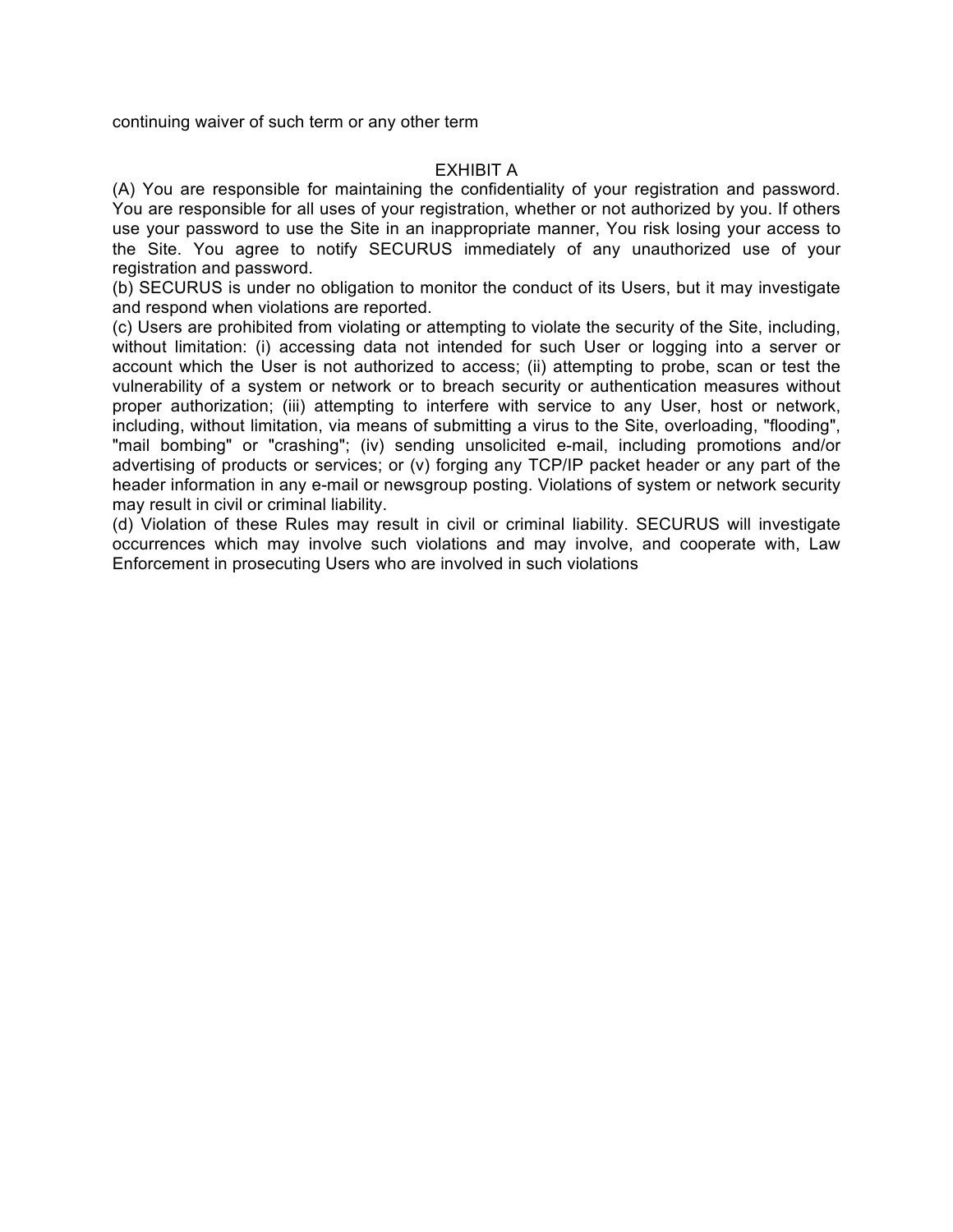continuing waiver of such term or any other term

## EXHIBIT A

(A) You are responsible for maintaining the confidentiality of your registration and password. You are responsible for all uses of your registration, whether or not authorized by you. If others use your password to use the Site in an inappropriate manner, You risk losing your access to the Site. You agree to notify SECURUS immediately of any unauthorized use of your registration and password.

(b) SECURUS is under no obligation to monitor the conduct of its Users, but it may investigate and respond when violations are reported.

(c) Users are prohibited from violating or attempting to violate the security of the Site, including, without limitation: (i) accessing data not intended for such User or logging into a server or account which the User is not authorized to access; (ii) attempting to probe, scan or test the vulnerability of a system or network or to breach security or authentication measures without proper authorization; (iii) attempting to interfere with service to any User, host or network, including, without limitation, via means of submitting a virus to the Site, overloading, "flooding", "mail bombing" or "crashing"; (iv) sending unsolicited e-mail, including promotions and/or advertising of products or services; or (v) forging any TCP/IP packet header or any part of the header information in any e-mail or newsgroup posting. Violations of system or network security may result in civil or criminal liability.

(d) Violation of these Rules may result in civil or criminal liability. SECURUS will investigate occurrences which may involve such violations and may involve, and cooperate with, Law Enforcement in prosecuting Users who are involved in such violations